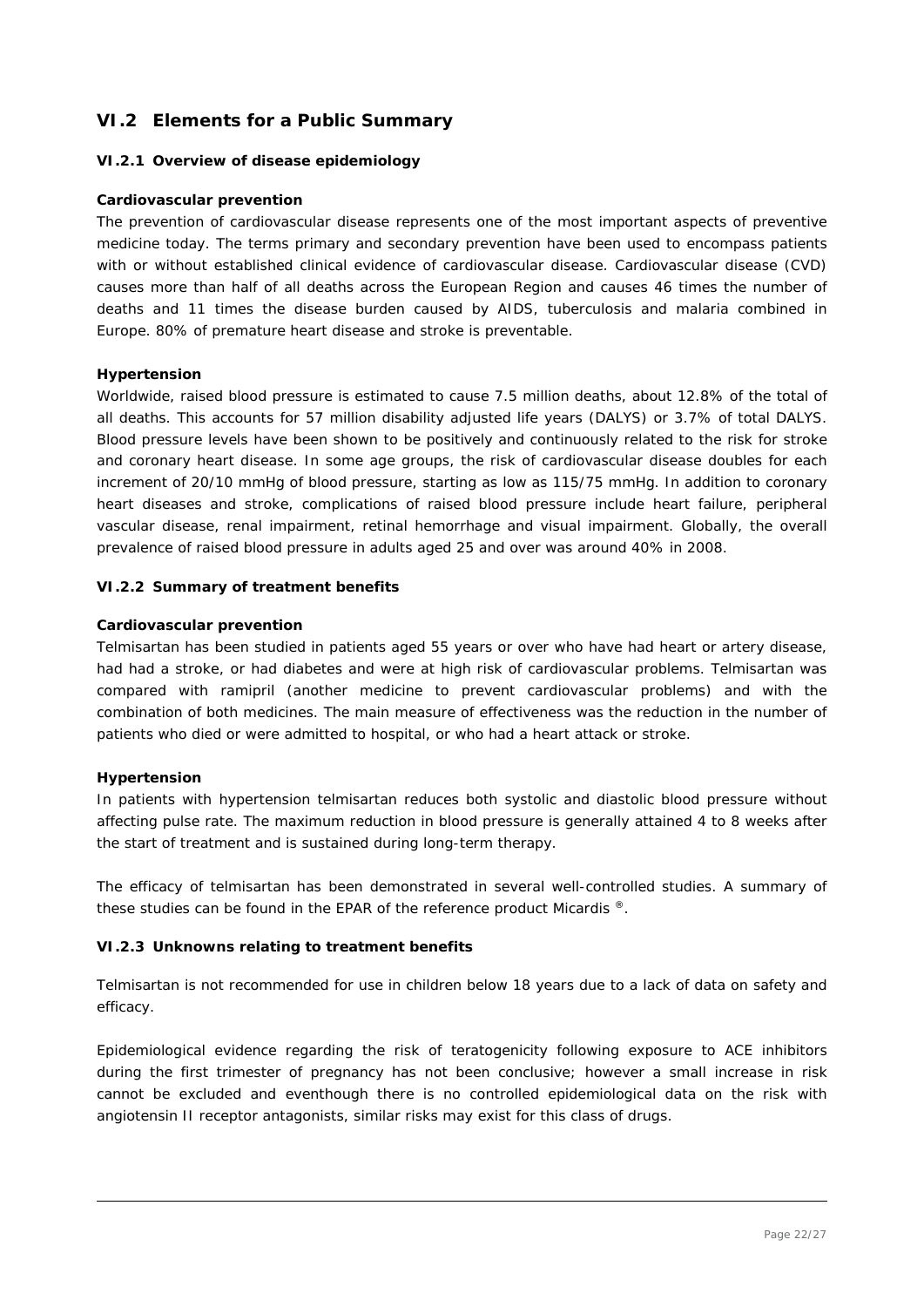## VI.2 Elements for a Public Summary

### VI.2.1 Overview of disease epidemiology

**Cardiovascular prevention**

The prevention of cardiovascular disease represents one of the most important aspects of preventive medicine today. The terms primary and secondary prevention have been used to encompass patients with or without established clinical evidence of cardiovascular disease. Cardiovascular disease (CVD) causes more than half of all deaths across the European Region and causes 46 times the number of deaths and 11 times the disease burden caused by AIDS, tuberculosis and malaria combined in Europe. 80% of premature heart disease and stroke is preventable.

**Hypertension**

Worldwide, raised blood pressure is estimated to cause 7.5 million deaths, about 12.8% of the total of all deaths. This accounts for 57 million disability adjusted life years (DALYS) or 3.7% of total DALYS. Blood pressure levels have been shown to be positively and continuously related to the risk for stroke and coronary heart disease. In some age groups, the risk of cardiovascular disease doubles for each increment of 20/10 mmHg of blood pressure, starting as low as 115/75 mmHg. In addition to coronary heart diseases and stroke, complications of raised blood pressure include heart failure, peripheral vascular disease, renal impairment, retinal hemorrhage and visual impairment. Globally, the overall prevalence of raised blood pressure in adults aged 25 and over was around 40% in 2008.

### VI.2.2 Summary of treatment benefits

**Cardiovascular prevention**

Telmisartan has been studied in patients aged 55 years or over who have had heart or artery disease, had had a stroke, or had diabetes and were at high risk of cardiovascular problems. Telmisartan was compared with ramipril (another medicine to prevent cardiovascular problems) and with the combination of both medicines. The main measure of effectiveness was the reduction in the number of patients who died or were admitted to hospital, or who had a heart attack or stroke.

**Hypertension**

In patients with hypertension telmisartan reduces both systolic and diastolic blood pressure without affecting pulse rate. The maximum reduction in blood pressure is generally attained 4 to 8 weeks after the start of treatment and is sustained during long-term therapy.

The efficacy of telmisartan has been demonstrated in several well-controlled studies. A summary of these studies can be found in the EPAR of the reference product Micardis ®.

### VI.2.3 Unknowns relating to treatment benefits

Telmisartan is not recommended for use in children below 18 years due to a lack of data on safety and efficacy.

Epidemiological evidence regarding the risk of teratogenicity following exposure to ACE inhibitors during the first trimester of pregnancy has not been conclusive; however a small increase in risk cannot be excluded and eventhough there is no controlled epidemiological data on the risk with angiotensin II receptor antagonists, similar risks may exist for this class of drugs.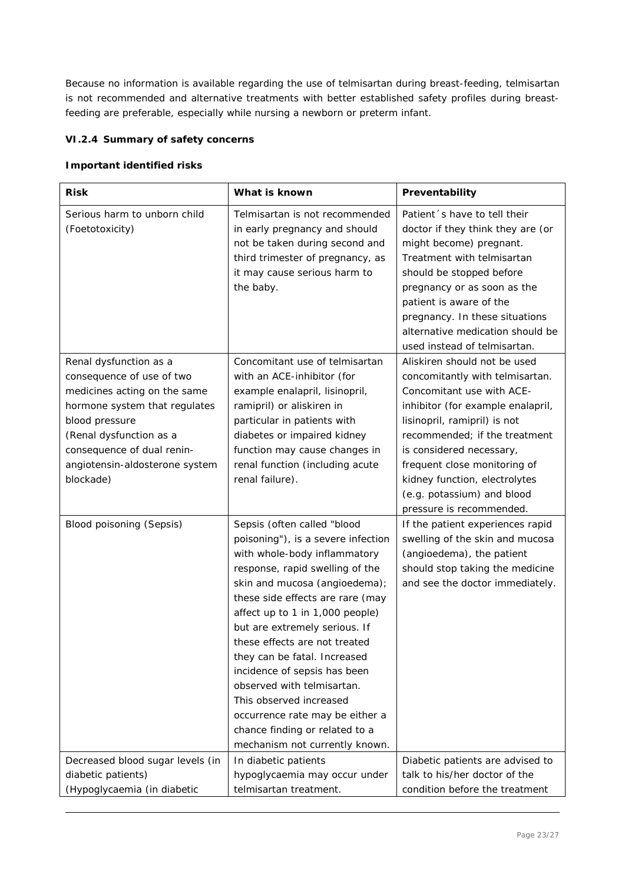Because no information is available regarding the use of telmisartan during breast-feeding, telmisartan is not recommended and alternative treatments with better established safety profiles during breast-feeding are preferable, especially while nursing a newborn or preterm infant.

### VI.2.4 Summary of safety concerns

#### Important identified risks

| Risk | What is known | Preventability |
|---|---|---|
| Serious harm to unborn child (Foetotoxicity) | Telmisartan is not recommended in early pregnancy and should not be taken during second and third trimester of pregnancy, as it may cause serious harm to the baby. | Patient´s have to tell their doctor if they think they are (or might become) pregnant. Treatment with telmisartan should be stopped before pregnancy or as soon as the patient is aware of the pregnancy. In these situations alternative medication should be used instead of telmisartan. |
| Renal dysfunction as a consequence of use of two medicines acting on the same hormone system that regulates blood pressure (Renal dysfunction as a consequence of dual renin-angiotensin-aldosterone system blockade) | Concomitant use of telmisartan with an ACE-inhibitor (for example enalapril, lisinopril, ramipril) or aliskiren in particular in patients with diabetes or impaired kidney function may cause changes in renal function (including acute renal failure). | Aliskiren should not be used concomitantly with telmisartan. Concomitant use with ACE-inhibitor (for example enalapril, lisinopril, ramipril) is not recommended; if the treatment is considered necessary, frequent close monitoring of kidney function, electrolytes (e.g. potassium) and blood pressure is recommended. |
| Blood poisoning (Sepsis) | Sepsis (often called "blood poisoning"), is a severe infection with whole-body inflammatory response, rapid swelling of the skin and mucosa (angioedema); these side effects are rare (may affect up to 1 in 1,000 people) but are extremely serious. If these effects are not treated they can be fatal. Increased incidence of sepsis has been observed with telmisartan. This observed increased occurrence rate may be either a chance finding or related to a mechanism not currently known. | If the patient experiences rapid swelling of the skin and mucosa (angioedema), the patient should stop taking the medicine and see the doctor immediately. |
| Decreased blood sugar levels (in diabetic patients) (Hypoglycaemia (in diabetic | In diabetic patients hypoglycaemia may occur under telmisartan treatment. | Diabetic patients are advised to talk to his/her doctor of the condition before the treatment |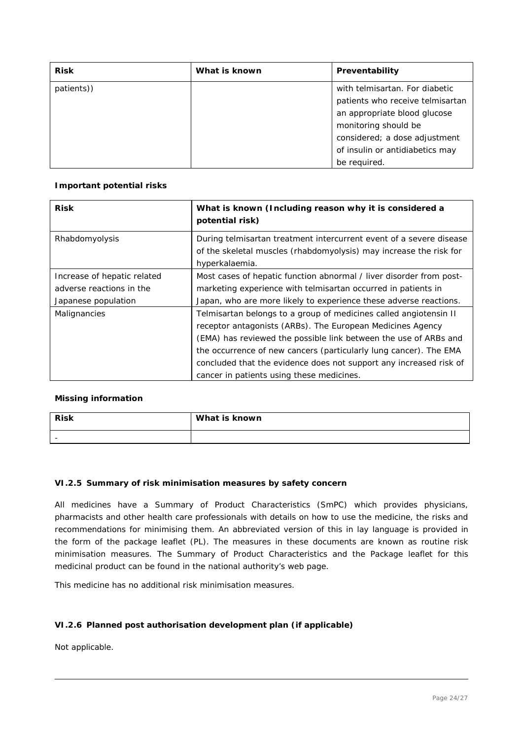| Risk | What is known | Preventability |
|---|---|---|
| patients)) | | with telmisartan. For diabetic patients who receive telmisartan an appropriate blood glucose monitoring should be considered; a dose adjustment of insulin or antidiabetics may be required. |

**Important potential risks**

| Risk | What is known (Including reason why it is considered a potential risk) |
|---|---|
| Rhabdomyolysis | During telmisartan treatment intercurrent event of a severe disease of the skeletal muscles (rhabdomyolysis) may increase the risk for hyperkalaemia. |
| Increase of hepatic related adverse reactions in the Japanese population | Most cases of hepatic function abnormal / liver disorder from post-marketing experience with telmisartan occurred in patients in Japan, who are more likely to experience these adverse reactions. |
| Malignancies | Telmisartan belongs to a group of medicines called angiotensin II receptor antagonists (ARBs). The European Medicines Agency (EMA) has reviewed the possible link between the use of ARBs and the occurrence of new cancers (particularly lung cancer). The EMA concluded that the evidence does not support any increased risk of cancer in patients using these medicines. |

**Missing information**

| Risk | What is known |
|---|---|
| - | |

### VI.2.5 Summary of risk minimisation measures by safety concern

All medicines have a Summary of Product Characteristics (SmPC) which provides physicians, pharmacists and other health care professionals with details on how to use the medicine, the risks and recommendations for minimising them. An abbreviated version of this in lay language is provided in the form of the package leaflet (PL). The measures in these documents are known as routine risk minimisation measures. The Summary of Product Characteristics and the Package leaflet for this medicinal product can be found in the national authority's web page.

This medicine has no additional risk minimisation measures.

### VI.2.6 Planned post authorisation development plan (if applicable)

Not applicable.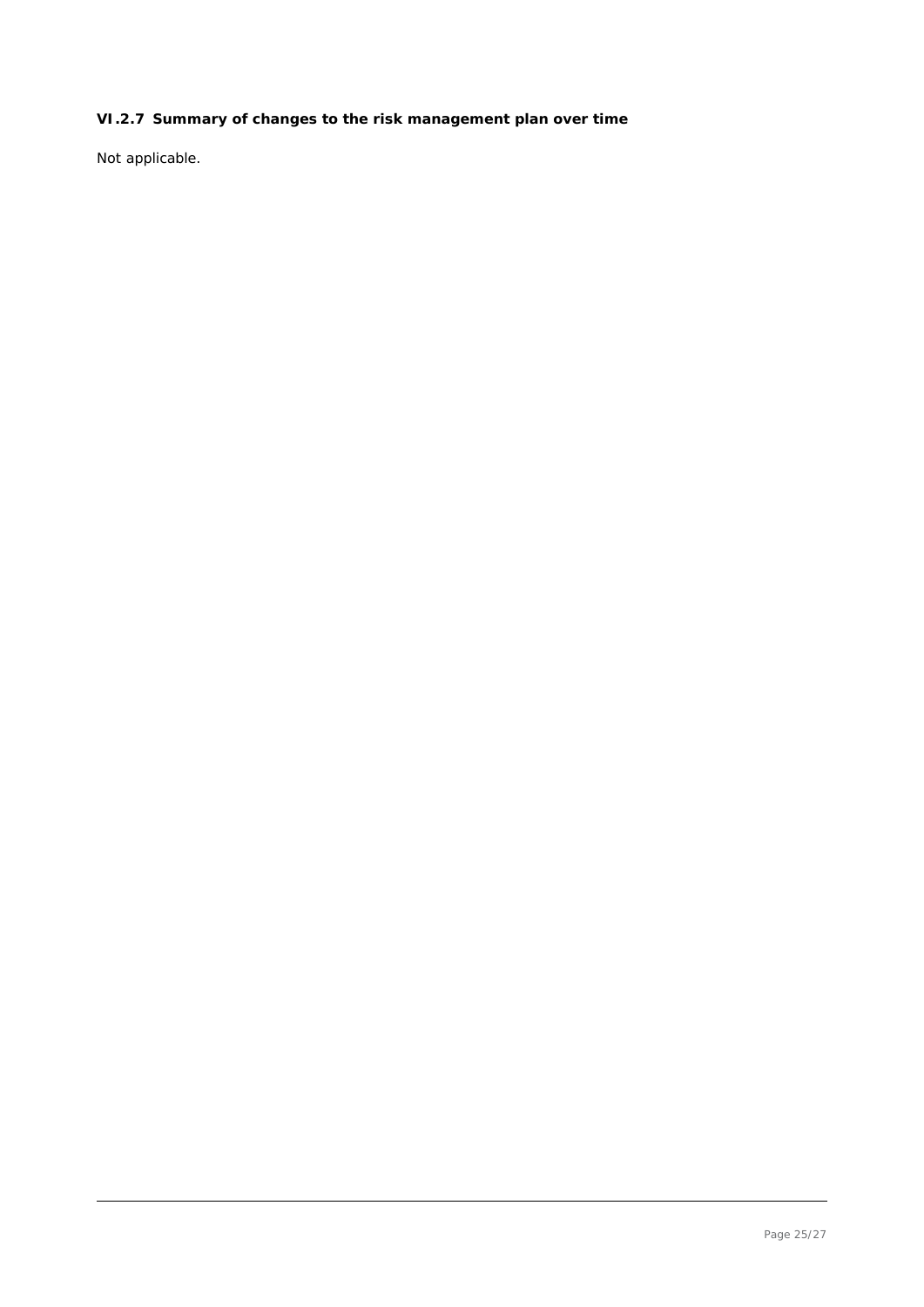### VI.2.7 Summary of changes to the risk management plan over time

Not applicable.